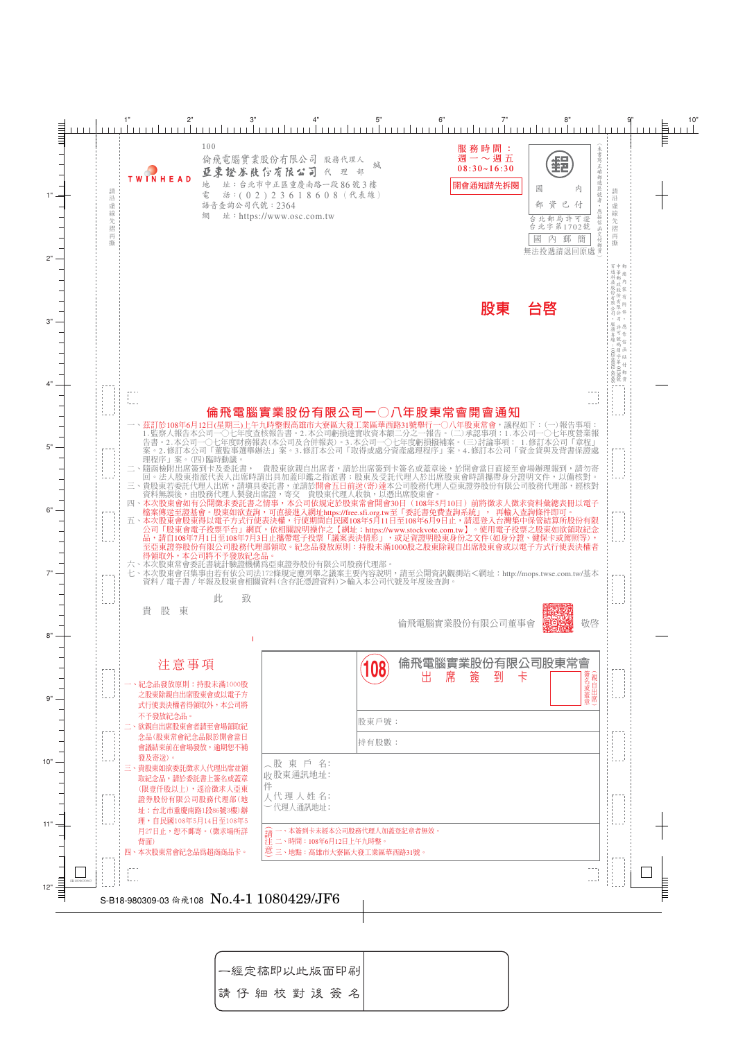100
倫飛電腦實業股份有限公司 股務代理人
亞東證券股份有限公司 代 理 部 緘

TWINHEAD

地 址：台北市中正區重慶南路一段86號3樓
電 話：(02)23618608（代表線）
語音查詢公司代號：2364
網 址：https://www.osc.com.tw

服務時間：
週一～週五
08:30~16:30

開會通知請先拆閱

國內 郵資已付
台北郵局許可證
台北字第1702號
國內郵簡
無法投遞請退回原處

股東 台啓

# 倫飛電腦實業股份有限公司一〇八年股東常會開會通知

一、茲訂於108年6月12日(星期三)上午九時整假高雄市大寮區大發工業區華西路31號舉行一〇八年股東常會，議程如下：(一)報告事項：1.監察人報告本公司一〇七年度查核報告書。2.本公司虧損達實收資本額二分之一報告。(二)承認事項：1.本公司一〇七年度營業報告書。2.本公司一〇七年度財務報表(本公司及合併報表)。3.本公司一〇七年度虧損撥補案。(三)討論事項：1.修訂本公司「章程」案。2.修訂本公司「董監事選舉辦法」案。3.修訂本公司「取得或處分資產處理程序」案。4.修訂本公司「資金貸與及背書保證處理程序」案。(四)臨時動議。

二、隨函檢附出席簽到卡及委託書， 貴股東欲親自出席者，請於出席簽到卡簽名或蓋章後，於開會當日直接至會場辦理報到，請勿寄回。法人股東指派代表人出席時請出具加蓋印鑑之指派書；股東及受託代理人於出席股東會時請攜帶身分證明文件，以備核對。

三、貴股東若委託代理人出席，請填具委託書，並請於開會五日前送(寄)達本公司股務代理人亞東證券股份有限公司股務代理部，經核對資料無誤後，由股務代理人製發出席證，寄交 貴股東代理人收執，以憑出席股東會。

四、本次股東會如有公開徵求委託書之情事，本公司依規定於股東常會開會前30日（108年5月10日）前將徵求人徵求資料彙總表冊以電子檔案傳送至證基會。股東如欲查詢，可直接進入網址https://free.sfi.org.tw至「委託書免費查詢系統」， 再輸入查詢條件即可。

五、本次股東會股東得以電子方式行使表決權，行使期間自民國108年5月11日至108年6月9日止，請逕登入台灣集中保管結算所股份有限公司「股東會電子投票平台」網頁，依相關說明操作之【網址：https://www.stockvote.com.tw】。使用電子投票之股東如欲領取紀念品，請自108年7月1日至108年7月3日止攜帶電子投票「議案表決情形」，或足資證明股東身份之文件(如身分證、健保卡或駕照等)，至亞東證券股份有限公司股務代理部領取。紀念品發放原則：持股未滿1000股之股東除親自出席股東會或以電子方式行使表決權者得領取外，本公司將不予發放紀念品。

六、本次股東常會委託書統計驗證機構為亞東證券股份有限公司股務代理部。

七、本次股東會召集事由若有依公司法172條規定應列舉之議案主要內容說明，請至公開資訊觀測站<網址：http://mops.twse.com.tw/基本資料/電子書/年報及股東會相關資料(含存託憑證資料)>輸入本公司代號及年度後查詢。

此 致

貴 股 東

倫飛電腦實業股份有限公司董事會 敬啓

## 注意事項

一、紀念品發放原則：持股未滿1000股之股東除親自出席股東會或以電子方式行使表決權者得領取外，本公司將不予發放紀念品。

二、欲親自出席股東會者請至會場領取紀念品(股東常會紀念品限於開會當日會議結束前在會場發放，逾期恕不補發及寄送)。

三、貴股東如欲委託徵求人代理出席並領取紀念品，請於委託書上簽名或蓋章(限壹仟股以上)，逕洽徵求人亞東證券股份有限公司股務代理部(地址：台北市重慶南路1段86號3樓)辦理，自民國108年5月14日至108年5月27日止，恕不郵寄。(徵求場所詳背面)

四、本次股東常會紀念品為超商商品卡。

## 108 倫飛電腦實業股份有限公司股東常會 出席簽到卡

（親自出席簽名或蓋章）

股東戶號：

持有股數：

收件人
股東戶名：
股東通訊地址：
代理人姓名：
代理人通訊地址：

請注意
一、本簽到卡未經本公司股務代理人加蓋登記章者無效。
二、時間：108年6月12日上午九時整。
三、地點：高雄市大寮區大發工業區華西路31號。

S-B18-980309-03 倫飛108 No.4-1 1080429/JF6

一經定稿即以此版面印刷
請仔細校對後簽名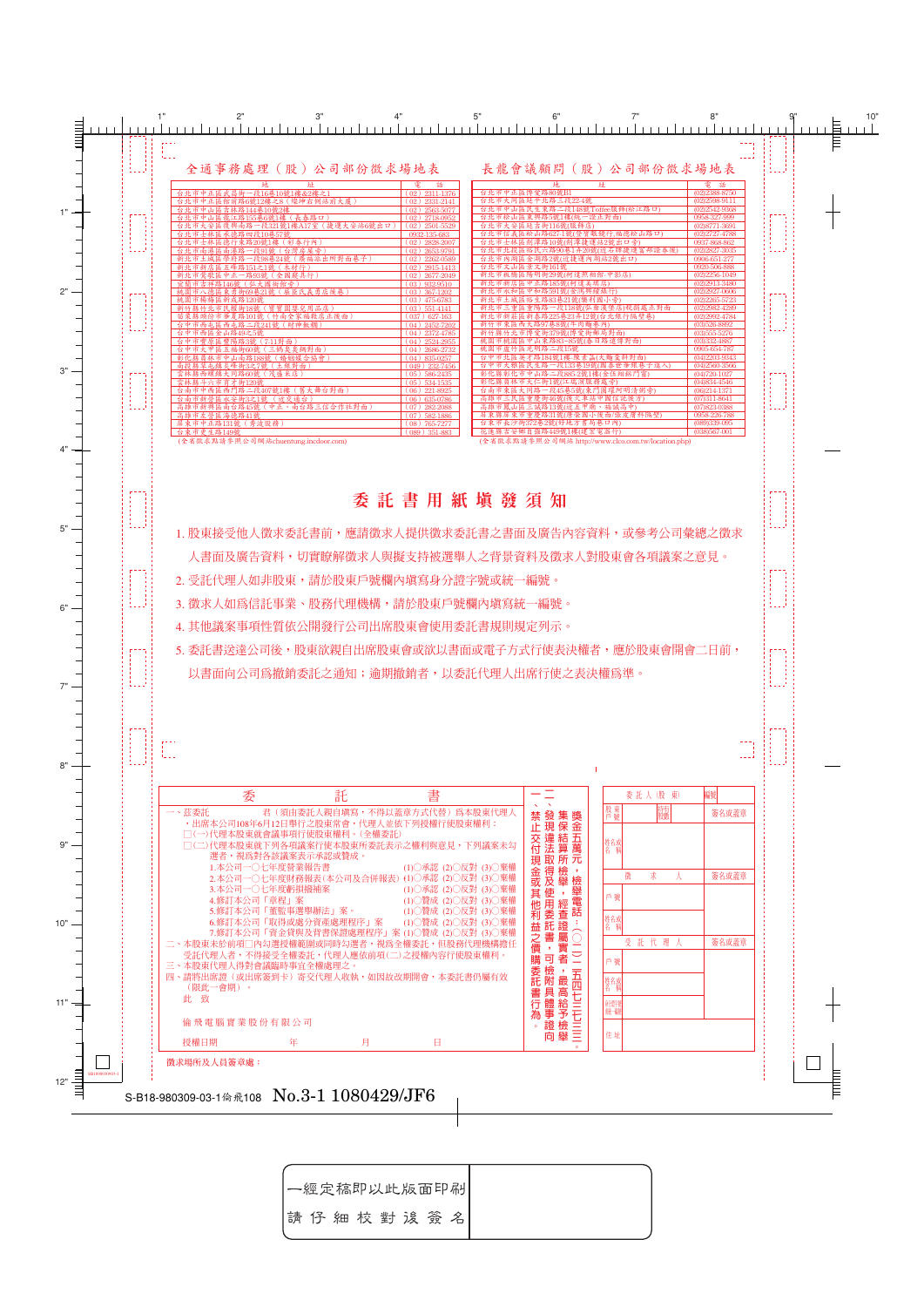## 全通事務處理（股）公司部份徵求場地表

| 地　　址 | 電　　話 |
|---|---|
| 台北市中正區武昌街一段16巷10號1樓&2樓之1 | （02）2311-1376 |
| 台北市中正區館前路6號12樓之8（環坤右側海前大廈） | （02）2331-2141 |
| 台北市中山區吉林路144巷10號2樓 | （02）2563-5077 |
| 台北市中山區長江路155巷6號1樓（長春路口） | （02）2718-0952 |
| 台北市大安區復興南路一段321號1樓A17室（捷運大安站6號出口） | （02）2501-5529 |
| 台北市士林區承德路四段10巷57號 | 0932-135-683 |
| 台北市士林區德行東路20號1樓（好本行內） | （02）2828-2007 |
| 台北市中正區南海路一段91號（台灣房屋旁） | （02）2653-9791 |
| 新北市土城區學府路一段98巷24號（廣福添出所對面巷子） | （02）2262-0589 |
| 新北市新莊區五峰路151之1號（木材行） | （02）2815-1413 |
| 新北市蘆洲區中正一路93號（全國健身行） | （02）2677-2049 |
| 宜蘭市吉祥路146號（弘大國術館旁） | （03）932-9510 |
| 桃園市八德區東勇街60巷21號（蘇記民宿店後巷） | （03）367-1202 |
| 桃園市楊梅區新成路120號 | （03）475-6783 |
| 新竹縣竹北市民權街18號（寶實國際兒用品店） | （03）551-4141 |
| 苗栗縣頭份市中華路101號（竹南全家福超店未後面） | （037）627-163 |
| 台中市西屯區中港路二段241號（財神銀廳） | （04）2452-7202 |
| 台中市西區金山路49之5號 | （04）2372-4785 |
| 台中市豐原區豐陽路3號（7-11對面） | （04）2524-2955 |
| 台中市大甲區五福街60號（三鶴黃黃鍋對面） | （04）2686-2732 |
| 彰化縣員林市中山南路188號（揚鍋總合協會） | （04）835-0257 |
| 南投縣草屯鎮玉峰街3之7號（玉服對面） | （049）232-7456 |
| 雲林縣斗南鎮大同路60號（茂蓮米店） | （05）586-2435 |
| 雲林縣斗六市育文街120號 | （05）534-1535 |
| 台南市中西區西門路二段407號1樓（舊大舞台對面） | （06）221-8925 |
| 台南市新營區三民路81之1號（道安道分） | （06）635-0786 |
| 高雄市新興區南台路45號（中正、南台路三信合作社對面） | （07）282-2088 |
| 高雄市左營區海德路41號 | （07）582-1886 |
| 屏東市中正路131號（秀波服務） | （08）765-7277 |
| 台東市更生路149號 | （089）351-883 |

（全省徵求點請參照公司網站chuentung.incdoor.com）

## 長龍會議顧問（股）公司部份徵求場地表

| 地　　址 | 電　　話 |
|---|---|
| 台北市中正區博愛路80號B1 | (02)2388-8750 |
| 台北市大同區延平北路三段22-4號 | (02)2598-9111 |
| 台北市中山區民生東路二段148號Toffee咖啡(松江路口) | (02)2542-9568 |
| 台北市松山區八德路四段5號1樓(統一捷運站對面) | 0958-327-999 |
| 台北市大安區延吉街116號(晨林店) | (02)8771-3691 |
| 台北市信義區松山路627-1號(合寶歐競行,南港松山路口) | (02)2727-4788 |
| 台北市士林區前港路10號(劍潭捷運站2號出口旁) | 0937-868-862 |
| 台北市北投區石牌路六段90巷1弄20號(近石牌捷運站都會本店) | (02)2827-3035 |
| 台北市內湖區金湖路2號(近捷運內湖站2號出口) | 0906-651-277 |
| 新北市板橋區縣府街29號(府捷照相館,中影店) | 0920-506-888 |
| 新北市新店區中正路185號(府捷光耀店) | (02)2226-1049 |
| 新北市永和區中和路391號(愛瑪興經廳行) | (02)2913-3480 |
| 新北市土城區裕生路83巷21號(慷利國小旁) | (02)2927-0606 |
| 新北市三重區重陽路一段118號(弘普漢堡店)統領底店對面 | (02)2265-5723 |
| 新北市新莊區新泰路225巷21弄12號(台北銀行隔壁巷) | (02)2982-4289 |
| 新竹市東區西大路97巷8號(華南紐奇門) | (02)2992-4784 |
| 新竹縣竹北市博愛街379號(博愛街郵局對面) | (03)526-8892 |
| 桃園市桃園區中山東路56-85號(泰和路進貨對面) | (03)555-5276 |
| 桃園市蘆竹區光明路二段15號 | (03)332-4867 |
| 台中市北區英才路184號1樓(英才路大廟斜對面) | 0905-654-787 |
| 台中市大雅區民生路一段133巷19號(裕芳世華銀巷子進入) | (04)2203-9343 |
| 彰化縣彰化市中山路二段885-2號1樓(金信則經營) | (04)2560-3566 |
| 彰化縣員林市大仁街1號(珠恩銀行真對面) | (04)720-1027 |
| 台南市東區大同路一段435號(南門國通阿明美的) | (04)8834-4546 |
| 高雄市三民區寶慶街40號(陳文泰社中國信託後方) | (06)214-1371 |
| 高雄市鳳山區三誠路13號(近美中寫、福誠高中) | (07)311-8641 |
| 屏東縣屏東市重慶路31號(博家華小區南/張度屋料隔壁) | (07)823-0388 |
| 台東縣台東市(7-11)(四維路平香路) | 0958-226-788 |
| 花蓮縣吉安鄉自強路449號1樓(建堅電器行) | (089)339-095 |
| | (038)567-001 |

（全省徵求點請參照公司網站 http://www.clco.com.tw/location.php）

# 委託書用紙填發須知

1. 股東接受他人徵求委託書前，應請徵求人提供徵求委託書之書面及廣告內容資料，或參考公司彙總之徵求人書面及廣告資料，切實瞭解徵求人與擬支持被選舉人之背景資料及徵求人對股東會各項議案之意見。
2. 受託代理人如非股東，請於股東戶號欄內填寫身分證字號或統一編號。
3. 徵求人如爲信託事業、股務代理機構，請於股東戶號欄內填寫統一編號。
4. 其他議案事項性質依公開發行公司出席股東會使用委託書規則規定列示。
5. 委託書送達公司後，股東欲親自出席股東會或欲以書面或電子方式行使表決權者，應於股東會開會二日前，以書面向公司爲撤銷委託之通知；逾期撤銷者，以委託代理人出席行使之表決權爲準。

## 委　託　書

一、茲委託＿＿＿＿君（須由委託人親自填寫，不得以蓋章方式代替）爲本股東代理人，出席本公司108年6月12日舉行之股東常會，代理人並依下列授權行使股東權利：

□（一）代理本股東就會議事項行使股東權利。（全權委託）

□（二）代理本股東就下列各項議案行使本股東所委託表示之權利與意見，下列議案未勾選者，視爲對各該議案表示棄權或贊成。

1.本公司一○七年度營業報告書　(1)○承認 (2)○反對 (3)○棄權
2.本公司一○七年度財務報表（本公司及合併報表）(1)○承認 (2)○反對 (3)○棄權
3.本公司一○七年度虧損撥補案　(1)○承認 (2)○反對 (3)○棄權
4.修訂本公司「章程」案　(1)○贊成 (2)○反對 (3)○棄權
5.修訂本公司「董監事選舉辦法」案。(1)○贊成 (2)○反對 (3)○棄權
6.修訂本公司「取得或處分資產處理程序」案　(1)○贊成 (2)○反對 (3)○棄權
7.修訂本公司「資金貸與及背書保證處理程序」案 (1)○贊成 (2)○反對 (3)○棄權

二、本股東未於前項□內勾選授權範圍或同時勾選者，視爲全權委託，但股務代理機構擔任受託代理人者，不得接受全權委託，代理人應依前項(二)之授權內容行使股東權利。

三、本股東代理人得對會議臨時事宜全權處理之。

四、請將出席證（或出席簽到卡）寄交代理人收執，如因故改期開會，本委託書仍屬有效（限此一會期）。

此　致

倫飛電腦實業股份有限公司

授權日期　　年　　月　　日

徵求場所及人員簽章處：

一、禁止交付現金或其他利益之價購委託書行爲。

二、發現違法取得及使用委託書，可檢附具體事證向集保結算所檢舉，經查證屬實者，最高給予檢舉獎金五萬元，檢舉電話：(〇二)二五四一七七三三。

| 委託人（股東） | | | 簽名或蓋章 |
|---|---|---|---|
| 股東戶號 | | 持有股數 | |
| 姓名或名稱 | | | |
| 徵　求　人 | | | 簽名或蓋章 |
| 戶號 | | | |
| 姓名或名稱 | | | |
| 受託代理人 | | | 簽名或蓋章 |
| 戶號 | | | |
| 姓名或名稱 | | | |
| 身分證明文件字號 | | | |
| 住址 | | | |

S-B18-980309-03-1倫飛108　No.3-1 1080429/JF6

一經定稿即以此版面印刷
請仔細校對後簽名